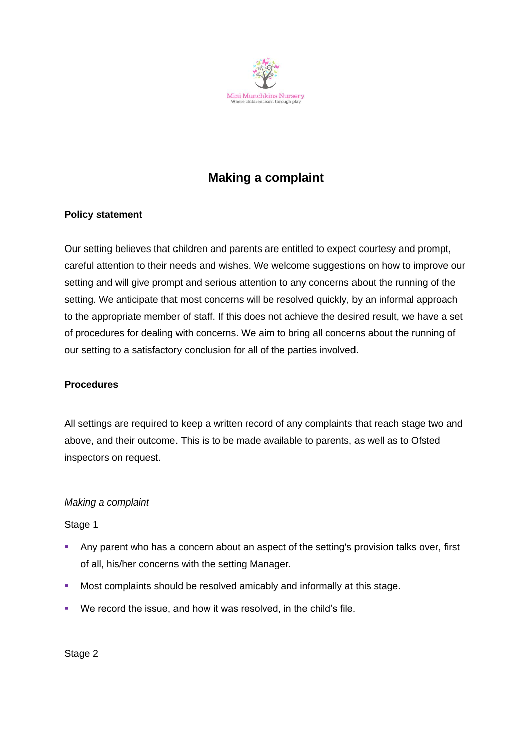Mini Munchkins Nursery
Where children learn through play

# Making a complaint

**Policy statement**

Our setting believes that children and parents are entitled to expect courtesy and prompt, careful attention to their needs and wishes. We welcome suggestions on how to improve our setting and will give prompt and serious attention to any concerns about the running of the setting. We anticipate that most concerns will be resolved quickly, by an informal approach to the appropriate member of staff. If this does not achieve the desired result, we have a set of procedures for dealing with concerns. We aim to bring all concerns about the running of our setting to a satisfactory conclusion for all of the parties involved.

**Procedures**

All settings are required to keep a written record of any complaints that reach stage two and above, and their outcome. This is to be made available to parents, as well as to Ofsted inspectors on request.

*Making a complaint*

Stage 1

- Any parent who has a concern about an aspect of the setting's provision talks over, first of all, his/her concerns with the setting Manager.
- Most complaints should be resolved amicably and informally at this stage.
- We record the issue, and how it was resolved, in the child's file.

Stage 2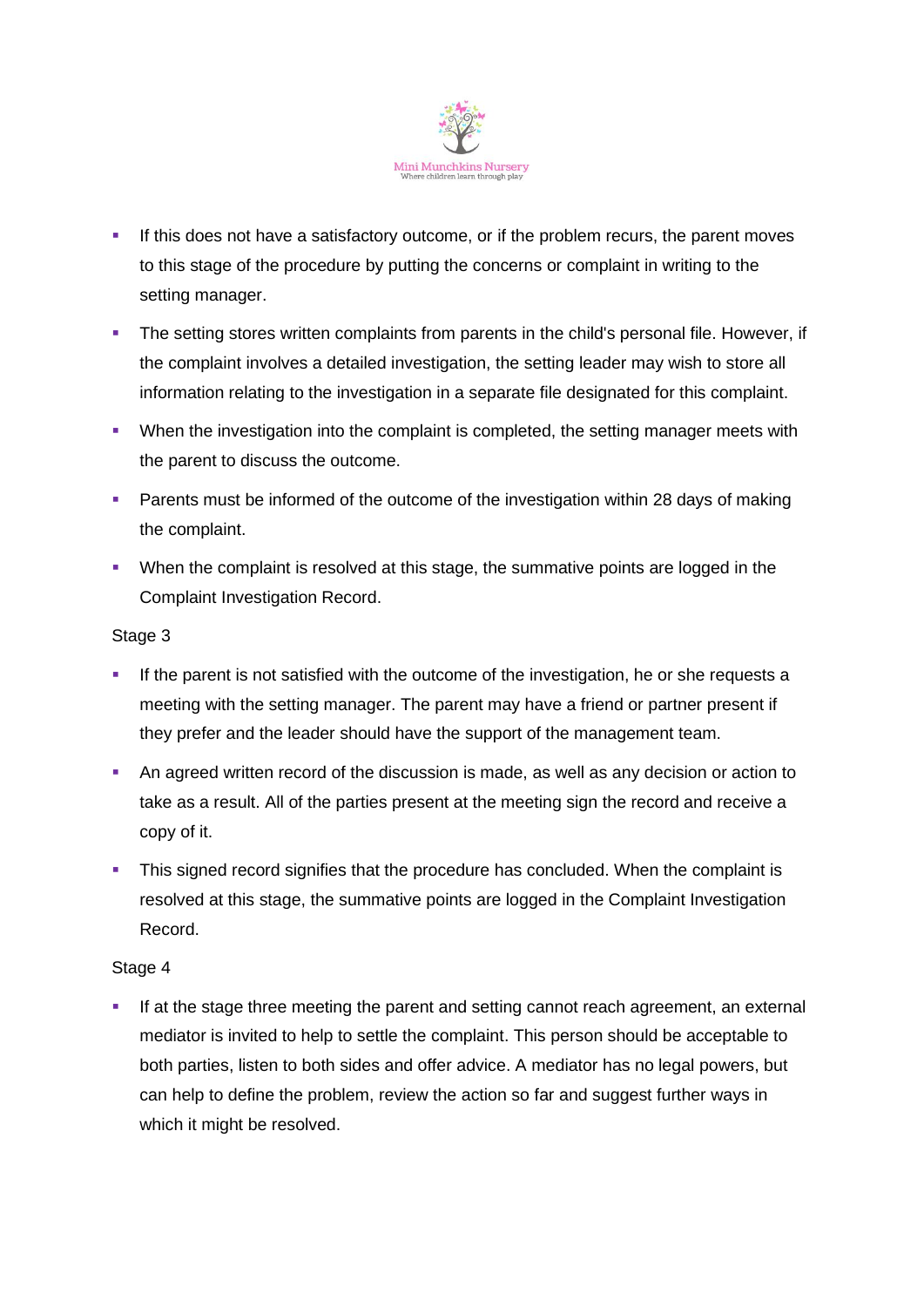- If this does not have a satisfactory outcome, or if the problem recurs, the parent moves to this stage of the procedure by putting the concerns or complaint in writing to the setting manager.
- The setting stores written complaints from parents in the child's personal file. However, if the complaint involves a detailed investigation, the setting leader may wish to store all information relating to the investigation in a separate file designated for this complaint.
- When the investigation into the complaint is completed, the setting manager meets with the parent to discuss the outcome.
- Parents must be informed of the outcome of the investigation within 28 days of making the complaint.
- When the complaint is resolved at this stage, the summative points are logged in the Complaint Investigation Record.

Stage 3

- If the parent is not satisfied with the outcome of the investigation, he or she requests a meeting with the setting manager. The parent may have a friend or partner present if they prefer and the leader should have the support of the management team.
- An agreed written record of the discussion is made, as well as any decision or action to take as a result. All of the parties present at the meeting sign the record and receive a copy of it.
- This signed record signifies that the procedure has concluded. When the complaint is resolved at this stage, the summative points are logged in the Complaint Investigation Record.

Stage 4

- If at the stage three meeting the parent and setting cannot reach agreement, an external mediator is invited to help to settle the complaint. This person should be acceptable to both parties, listen to both sides and offer advice. A mediator has no legal powers, but can help to define the problem, review the action so far and suggest further ways in which it might be resolved.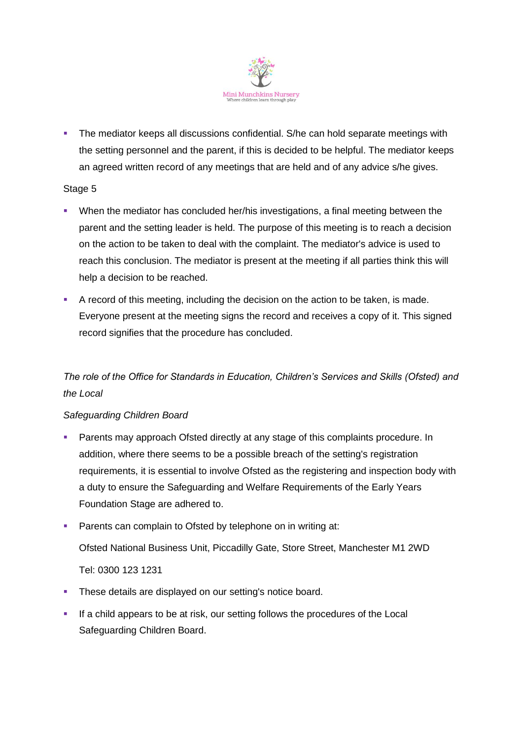- The mediator keeps all discussions confidential. S/he can hold separate meetings with the setting personnel and the parent, if this is decided to be helpful. The mediator keeps an agreed written record of any meetings that are held and of any advice s/he gives.

Stage 5

- When the mediator has concluded her/his investigations, a final meeting between the parent and the setting leader is held. The purpose of this meeting is to reach a decision on the action to be taken to deal with the complaint. The mediator's advice is used to reach this conclusion. The mediator is present at the meeting if all parties think this will help a decision to be reached.
- A record of this meeting, including the decision on the action to be taken, is made. Everyone present at the meeting signs the record and receives a copy of it. This signed record signifies that the procedure has concluded.

*The role of the Office for Standards in Education, Children's Services and Skills (Ofsted) and the Local*

*Safeguarding Children Board*

- Parents may approach Ofsted directly at any stage of this complaints procedure. In addition, where there seems to be a possible breach of the setting's registration requirements, it is essential to involve Ofsted as the registering and inspection body with a duty to ensure the Safeguarding and Welfare Requirements of the Early Years Foundation Stage are adhered to.
- Parents can complain to Ofsted by telephone on in writing at:

  Ofsted National Business Unit, Piccadilly Gate, Store Street, Manchester M1 2WD

  Tel: 0300 123 1231
- These details are displayed on our setting's notice board.
- If a child appears to be at risk, our setting follows the procedures of the Local Safeguarding Children Board.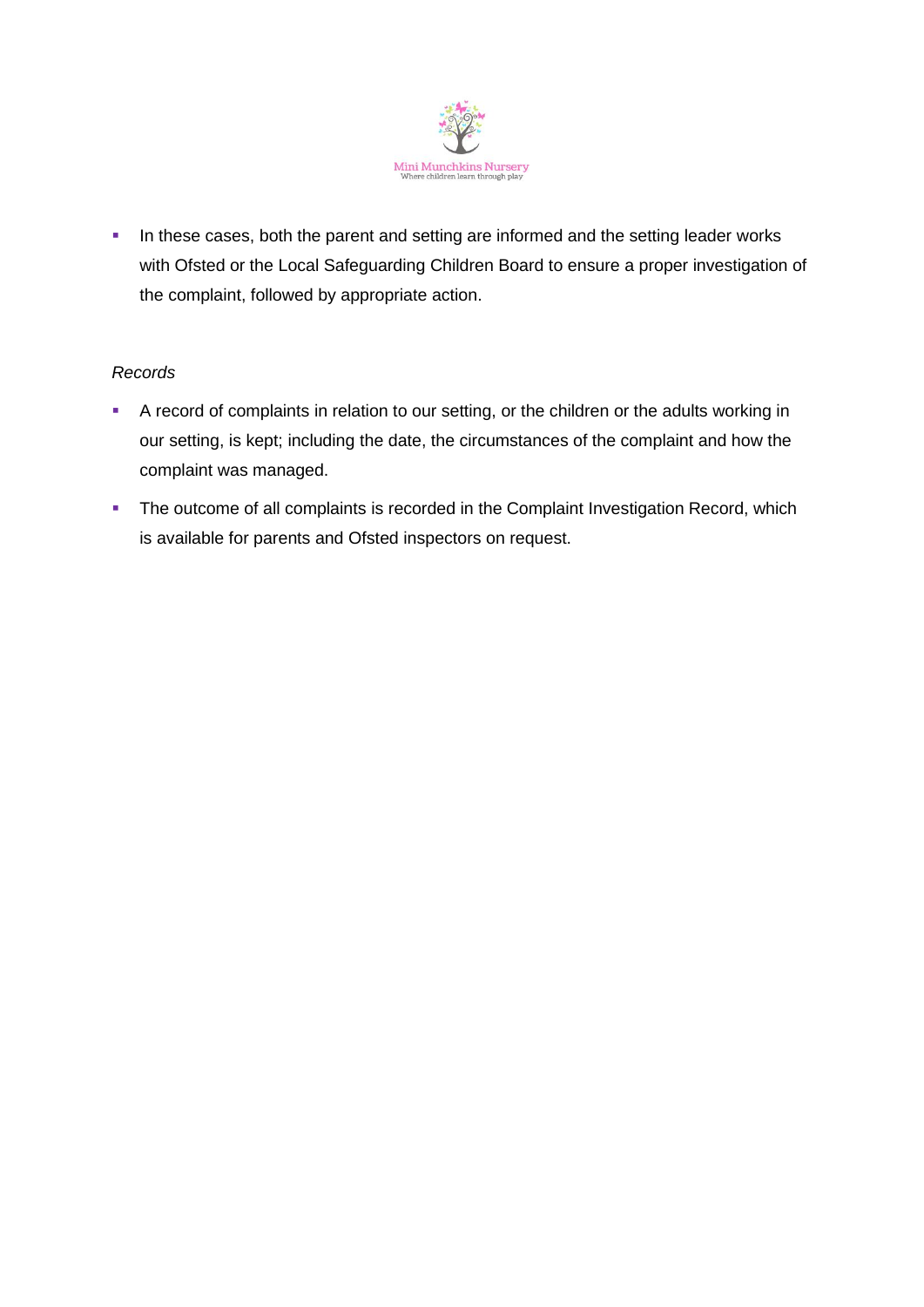- In these cases, both the parent and setting are informed and the setting leader works with Ofsted or the Local Safeguarding Children Board to ensure a proper investigation of the complaint, followed by appropriate action.

*Records*

- A record of complaints in relation to our setting, or the children or the adults working in our setting, is kept; including the date, the circumstances of the complaint and how the complaint was managed.
- The outcome of all complaints is recorded in the Complaint Investigation Record, which is available for parents and Ofsted inspectors on request.